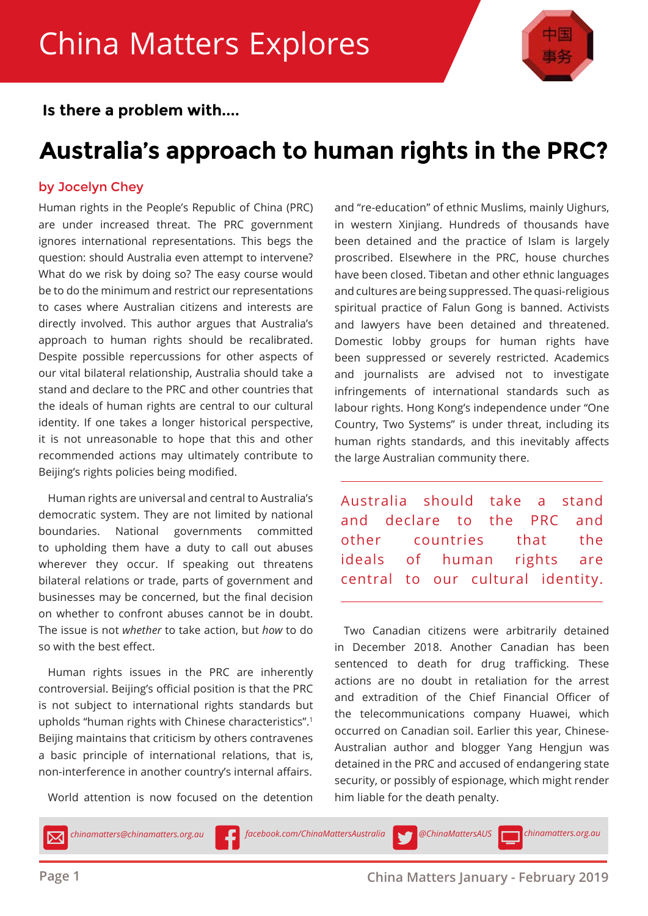China Matters Explores

**Is there a problem with....**

# Australia's approach to human rights in the PRC?

**by Jocelyn Chey**

Human rights in the People's Republic of China (PRC) are under increased threat. The PRC government ignores international representations. This begs the question: should Australia even attempt to intervene? What do we risk by doing so? The easy course would be to do the minimum and restrict our representations to cases where Australian citizens and interests are directly involved. This author argues that Australia's approach to human rights should be recalibrated. Despite possible repercussions for other aspects of our vital bilateral relationship, Australia should take a stand and declare to the PRC and other countries that the ideals of human rights are central to our cultural identity. If one takes a longer historical perspective, it is not unreasonable to hope that this and other recommended actions may ultimately contribute to Beijing's rights policies being modified.

Human rights are universal and central to Australia's democratic system. They are not limited by national boundaries. National governments committed to upholding them have a duty to call out abuses wherever they occur. If speaking out threatens bilateral relations or trade, parts of government and businesses may be concerned, but the final decision on whether to confront abuses cannot be in doubt. The issue is not *whether* to take action, but *how* to do so with the best effect.

Human rights issues in the PRC are inherently controversial. Beijing's official position is that the PRC is not subject to international rights standards but upholds "human rights with Chinese characteristics".[1] Beijing maintains that criticism by others contravenes a basic principle of international relations, that is, non-interference in another country's internal affairs.

World attention is now focused on the detention and "re-education" of ethnic Muslims, mainly Uighurs, in western Xinjiang. Hundreds of thousands have been detained and the practice of Islam is largely proscribed. Elsewhere in the PRC, house churches have been closed. Tibetan and other ethnic languages and cultures are being suppressed. The quasi-religious spiritual practice of Falun Gong is banned. Activists and lawyers have been detained and threatened. Domestic lobby groups for human rights have been suppressed or severely restricted. Academics and journalists are advised not to investigate infringements of international standards such as labour rights. Hong Kong's independence under "One Country, Two Systems" is under threat, including its human rights standards, and this inevitably affects the large Australian community there.

> Australia should take a stand and declare to the PRC and other countries that the ideals of human rights are central to our cultural identity.

Two Canadian citizens were arbitrarily detained in December 2018. Another Canadian has been sentenced to death for drug trafficking. These actions are no doubt in retaliation for the arrest and extradition of the Chief Financial Officer of the telecommunications company Huawei, which occurred on Canadian soil. Earlier this year, Chinese-Australian author and blogger Yang Hengjun was detained in the PRC and accused of endangering state security, or possibly of espionage, which might render him liable for the death penalty.

chinamatters@chinamatters.org.au | facebook.com/ChinaMattersAustralia | @ChinaMattersAUS | chinamatters.org.au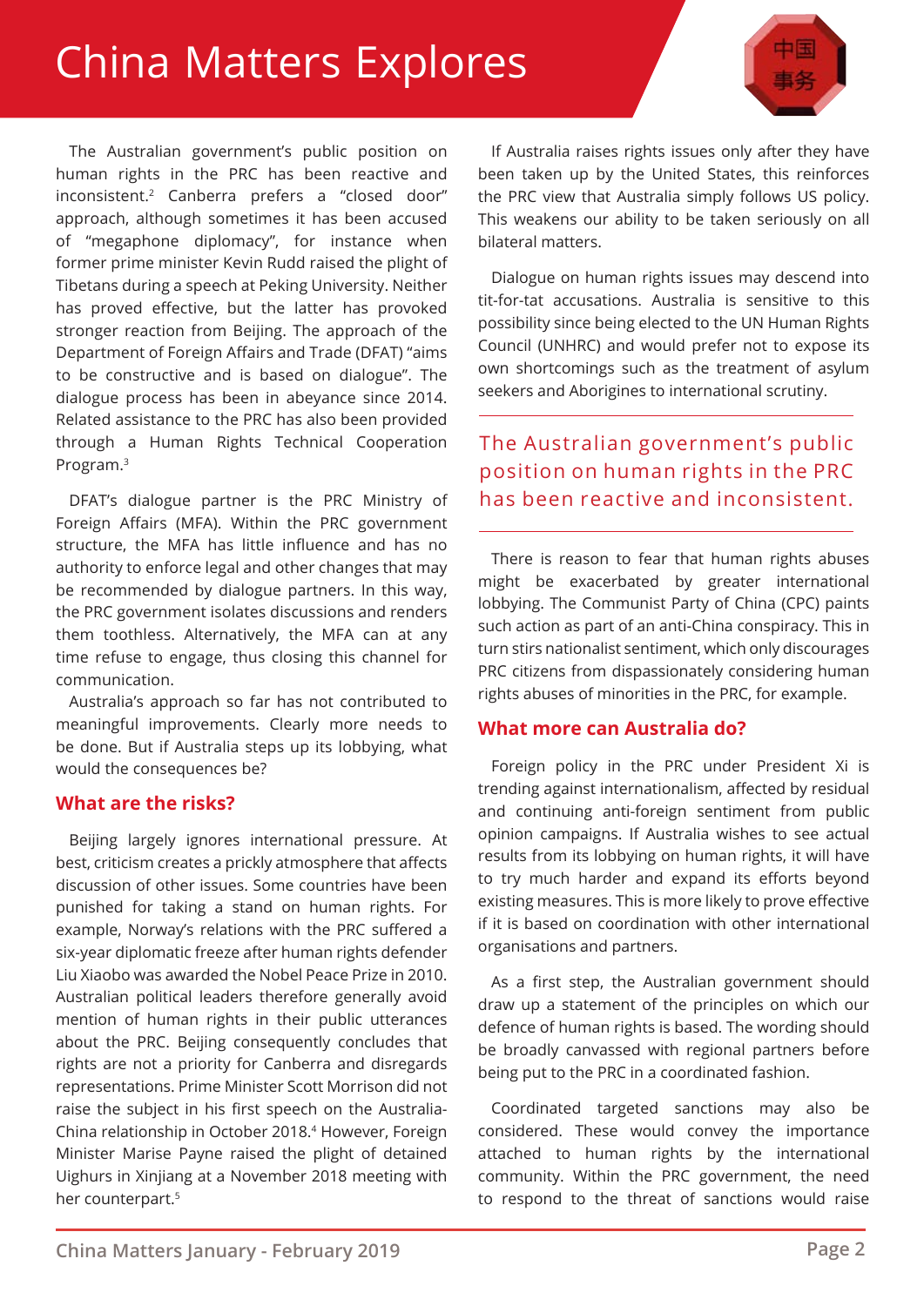The Australian government's public position on human rights in the PRC has been reactive and inconsistent.[2] Canberra prefers a "closed door" approach, although sometimes it has been accused of "megaphone diplomacy", for instance when former prime minister Kevin Rudd raised the plight of Tibetans during a speech at Peking University. Neither has proved effective, but the latter has provoked stronger reaction from Beijing. The approach of the Department of Foreign Affairs and Trade (DFAT) "aims to be constructive and is based on dialogue". The dialogue process has been in abeyance since 2014. Related assistance to the PRC has also been provided through a Human Rights Technical Cooperation Program.[3]

DFAT's dialogue partner is the PRC Ministry of Foreign Affairs (MFA). Within the PRC government structure, the MFA has little influence and has no authority to enforce legal and other changes that may be recommended by dialogue partners. In this way, the PRC government isolates discussions and renders them toothless. Alternatively, the MFA can at any time refuse to engage, thus closing this channel for communication.

Australia's approach so far has not contributed to meaningful improvements. Clearly more needs to be done. But if Australia steps up its lobbying, what would the consequences be?

## What are the risks?

Beijing largely ignores international pressure. At best, criticism creates a prickly atmosphere that affects discussion of other issues. Some countries have been punished for taking a stand on human rights. For example, Norway's relations with the PRC suffered a six-year diplomatic freeze after human rights defender Liu Xiaobo was awarded the Nobel Peace Prize in 2010. Australian political leaders therefore generally avoid mention of human rights in their public utterances about the PRC. Beijing consequently concludes that rights are not a priority for Canberra and disregards representations. Prime Minister Scott Morrison did not raise the subject in his first speech on the Australia-China relationship in October 2018.[4] However, Foreign Minister Marise Payne raised the plight of detained Uighurs in Xinjiang at a November 2018 meeting with her counterpart.[5]

If Australia raises rights issues only after they have been taken up by the United States, this reinforces the PRC view that Australia simply follows US policy. This weakens our ability to be taken seriously on all bilateral matters.

Dialogue on human rights issues may descend into tit-for-tat accusations. Australia is sensitive to this possibility since being elected to the UN Human Rights Council (UNHRC) and would prefer not to expose its own shortcomings such as the treatment of asylum seekers and Aborigines to international scrutiny.

> The Australian government's public position on human rights in the PRC has been reactive and inconsistent.

There is reason to fear that human rights abuses might be exacerbated by greater international lobbying. The Communist Party of China (CPC) paints such action as part of an anti-China conspiracy. This in turn stirs nationalist sentiment, which only discourages PRC citizens from dispassionately considering human rights abuses of minorities in the PRC, for example.

## What more can Australia do?

Foreign policy in the PRC under President Xi is trending against internationalism, affected by residual and continuing anti-foreign sentiment from public opinion campaigns. If Australia wishes to see actual results from its lobbying on human rights, it will have to try much harder and expand its efforts beyond existing measures. This is more likely to prove effective if it is based on coordination with other international organisations and partners.

As a first step, the Australian government should draw up a statement of the principles on which our defence of human rights is based. The wording should be broadly canvassed with regional partners before being put to the PRC in a coordinated fashion.

Coordinated targeted sanctions may also be considered. These would convey the importance attached to human rights by the international community. Within the PRC government, the need to respond to the threat of sanctions would raise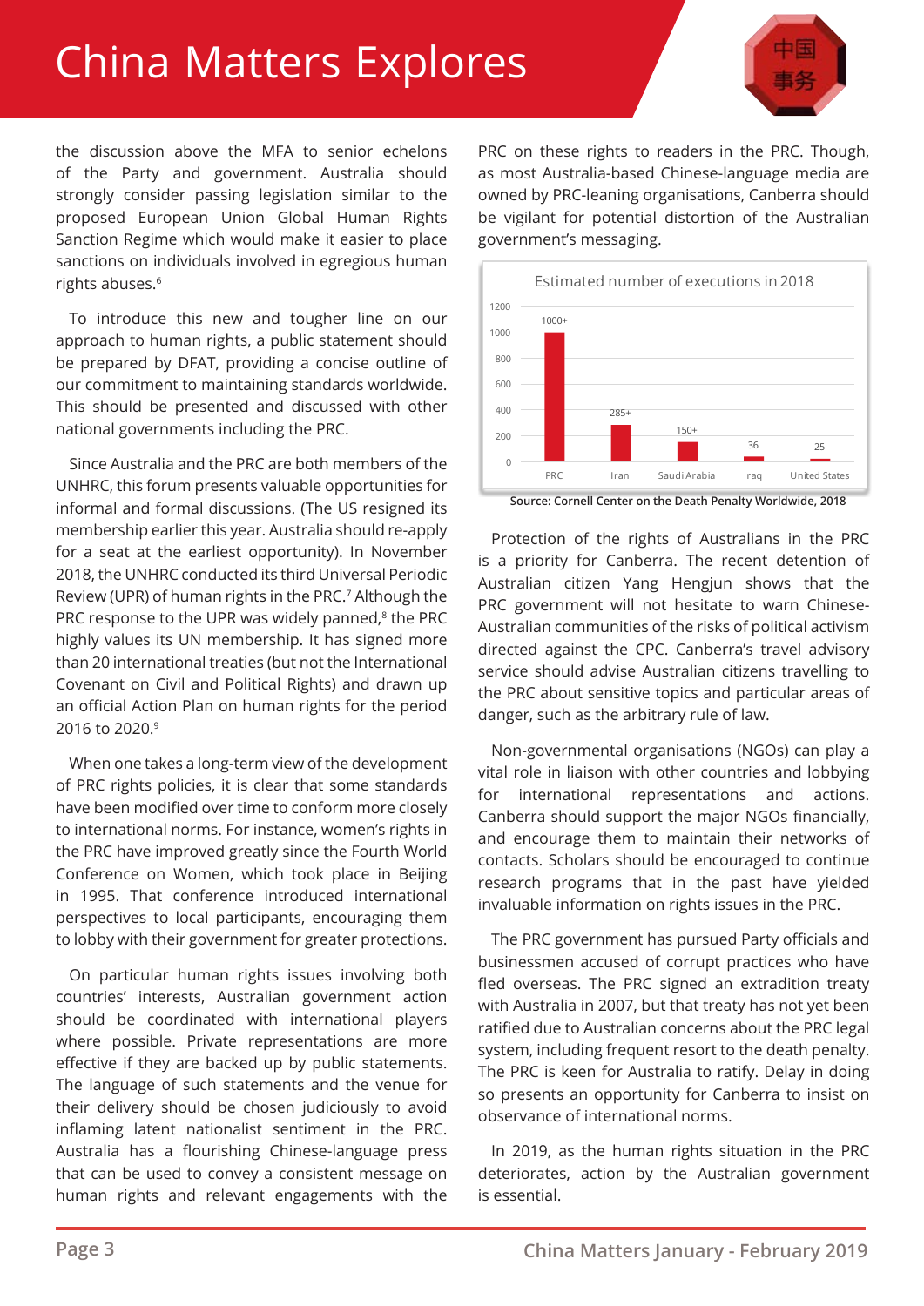the discussion above the MFA to senior echelons of the Party and government. Australia should strongly consider passing legislation similar to the proposed European Union Global Human Rights Sanction Regime which would make it easier to place sanctions on individuals involved in egregious human rights abuses.[6]

To introduce this new and tougher line on our approach to human rights, a public statement should be prepared by DFAT, providing a concise outline of our commitment to maintaining standards worldwide. This should be presented and discussed with other national governments including the PRC.

Since Australia and the PRC are both members of the UNHRC, this forum presents valuable opportunities for informal and formal discussions. (The US resigned its membership earlier this year. Australia should re-apply for a seat at the earliest opportunity). In November 2018, the UNHRC conducted its third Universal Periodic Review (UPR) of human rights in the PRC.[7] Although the PRC response to the UPR was widely panned,[8] the PRC highly values its UN membership. It has signed more than 20 international treaties (but not the International Covenant on Civil and Political Rights) and drawn up an official Action Plan on human rights for the period 2016 to 2020.[9]

When one takes a long-term view of the development of PRC rights policies, it is clear that some standards have been modified over time to conform more closely to international norms. For instance, women's rights in the PRC have improved greatly since the Fourth World Conference on Women, which took place in Beijing in 1995. That conference introduced international perspectives to local participants, encouraging them to lobby with their government for greater protections.

On particular human rights issues involving both countries' interests, Australian government action should be coordinated with international players where possible. Private representations are more effective if they are backed up by public statements. The language of such statements and the venue for their delivery should be chosen judiciously to avoid inflaming latent nationalist sentiment in the PRC. Australia has a flourishing Chinese-language press that can be used to convey a consistent message on human rights and relevant engagements with the PRC on these rights to readers in the PRC. Though, as most Australia-based Chinese-language media are owned by PRC-leaning organisations, Canberra should be vigilant for potential distortion of the Australian government's messaging.

**Estimated number of executions in 2018**

| Country | Executions |
|---|---|
| PRC | 1000+ |
| Iran | 285+ |
| Saudi Arabia | 150+ |
| Iraq | 36 |
| United States | 25 |

Source: Cornell Center on the Death Penalty Worldwide, 2018

Protection of the rights of Australians in the PRC is a priority for Canberra. The recent detention of Australian citizen Yang Hengjun shows that the PRC government will not hesitate to warn Chinese-Australian communities of the risks of political activism directed against the CPC. Canberra's travel advisory service should advise Australian citizens travelling to the PRC about sensitive topics and particular areas of danger, such as the arbitrary rule of law.

Non-governmental organisations (NGOs) can play a vital role in liaison with other countries and lobbying for international representations and actions. Canberra should support the major NGOs financially, and encourage them to maintain their networks of contacts. Scholars should be encouraged to continue research programs that in the past have yielded invaluable information on rights issues in the PRC.

The PRC government has pursued Party officials and businessmen accused of corrupt practices who have fled overseas. The PRC signed an extradition treaty with Australia in 2007, but that treaty has not yet been ratified due to Australian concerns about the PRC legal system, including frequent resort to the death penalty. The PRC is keen for Australia to ratify. Delay in doing so presents an opportunity for Canberra to insist on observance of international norms.

In 2019, as the human rights situation in the PRC deteriorates, action by the Australian government is essential.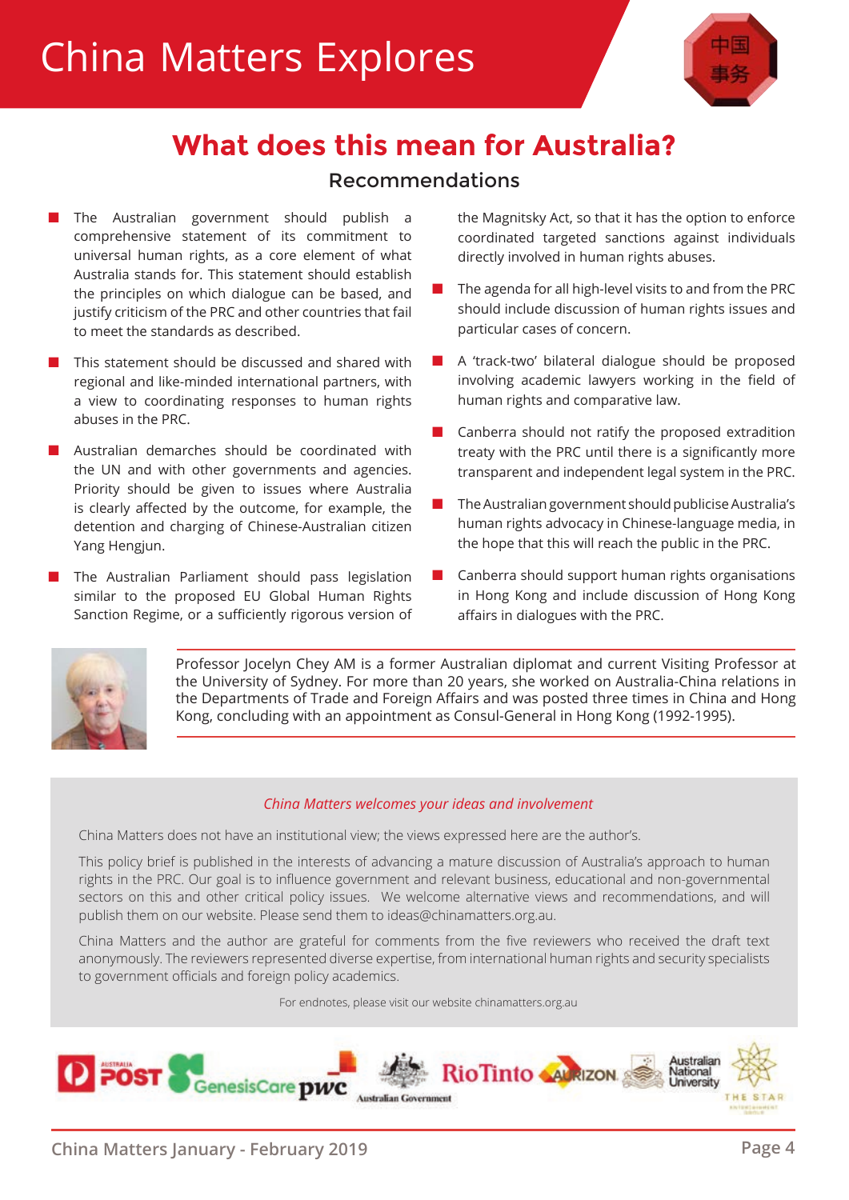# What does this mean for Australia?

## Recommendations

- The Australian government should publish a comprehensive statement of its commitment to universal human rights, as a core element of what Australia stands for. This statement should establish the principles on which dialogue can be based, and justify criticism of the PRC and other countries that fail to meet the standards as described.
- This statement should be discussed and shared with regional and like-minded international partners, with a view to coordinating responses to human rights abuses in the PRC.
- Australian demarches should be coordinated with the UN and with other governments and agencies. Priority should be given to issues where Australia is clearly affected by the outcome, for example, the detention and charging of Chinese-Australian citizen Yang Hengjun.
- The Australian Parliament should pass legislation similar to the proposed EU Global Human Rights Sanction Regime, or a sufficiently rigorous version of the Magnitsky Act, so that it has the option to enforce coordinated targeted sanctions against individuals directly involved in human rights abuses.
- The agenda for all high-level visits to and from the PRC should include discussion of human rights issues and particular cases of concern.
- A 'track-two' bilateral dialogue should be proposed involving academic lawyers working in the field of human rights and comparative law.
- Canberra should not ratify the proposed extradition treaty with the PRC until there is a significantly more transparent and independent legal system in the PRC.
- The Australian government should publicise Australia's human rights advocacy in Chinese-language media, in the hope that this will reach the public in the PRC.
- Canberra should support human rights organisations in Hong Kong and include discussion of Hong Kong affairs in dialogues with the PRC.

Professor Jocelyn Chey AM is a former Australian diplomat and current Visiting Professor at the University of Sydney. For more than 20 years, she worked on Australia-China relations in the Departments of Trade and Foreign Affairs and was posted three times in China and Hong Kong, concluding with an appointment as Consul-General in Hong Kong (1992-1995).

*China Matters welcomes your ideas and involvement*

China Matters does not have an institutional view; the views expressed here are the author's.

This policy brief is published in the interests of advancing a mature discussion of Australia's approach to human rights in the PRC. Our goal is to influence government and relevant business, educational and non-governmental sectors on this and other critical policy issues. We welcome alternative views and recommendations, and will publish them on our website. Please send them to ideas@chinamatters.org.au.

China Matters and the author are grateful for comments from the five reviewers who received the draft text anonymously. The reviewers represented diverse expertise, from international human rights and security specialists to government officials and foreign policy academics.

For endnotes, please visit our website chinamatters.org.au